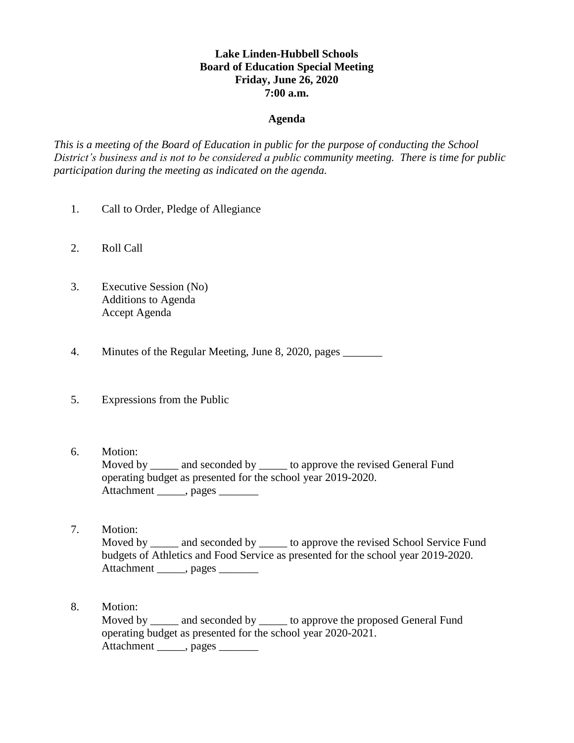**Lake Linden-Hubbell Schools**
**Board of Education Special Meeting**
**Friday, June 26, 2020**
**7:00 a.m.**

**Agenda**

*This is a meeting of the Board of Education in public for the purpose of conducting the School District's business and is not to be considered a public community meeting. There is time for public participation during the meeting as indicated on the agenda.*

1. Call to Order, Pledge of Allegiance

2. Roll Call

3. Executive Session (No)
   Additions to Agenda
   Accept Agenda

4. Minutes of the Regular Meeting, June 8, 2020, pages _______

5. Expressions from the Public

6. Motion:
   Moved by _____ and seconded by _____ to approve the revised General Fund operating budget as presented for the school year 2019-2020.
   Attachment _____, pages _______

7. Motion:
   Moved by _____ and seconded by _____ to approve the revised School Service Fund budgets of Athletics and Food Service as presented for the school year 2019-2020.
   Attachment _____, pages _______

8. Motion:
   Moved by _____ and seconded by _____ to approve the proposed General Fund operating budget as presented for the school year 2020-2021.
   Attachment _____, pages _______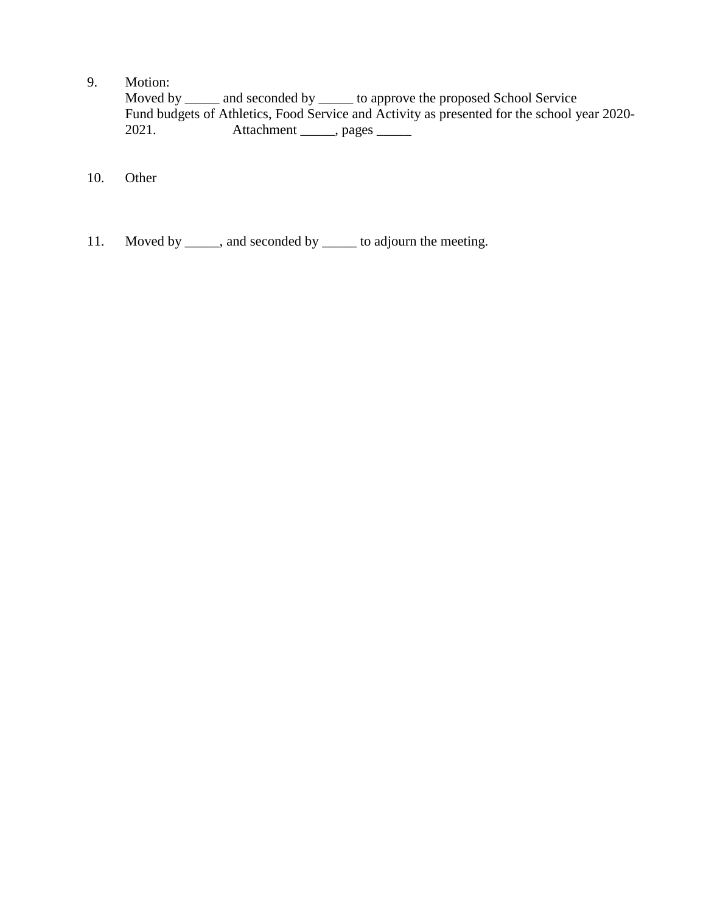9. Motion:
   Moved by _____ and seconded by _____ to approve the proposed School Service Fund budgets of Athletics, Food Service and Activity as presented for the school year 2020-2021. Attachment _____, pages _____

10. Other

11. Moved by _____, and seconded by _____ to adjourn the meeting.